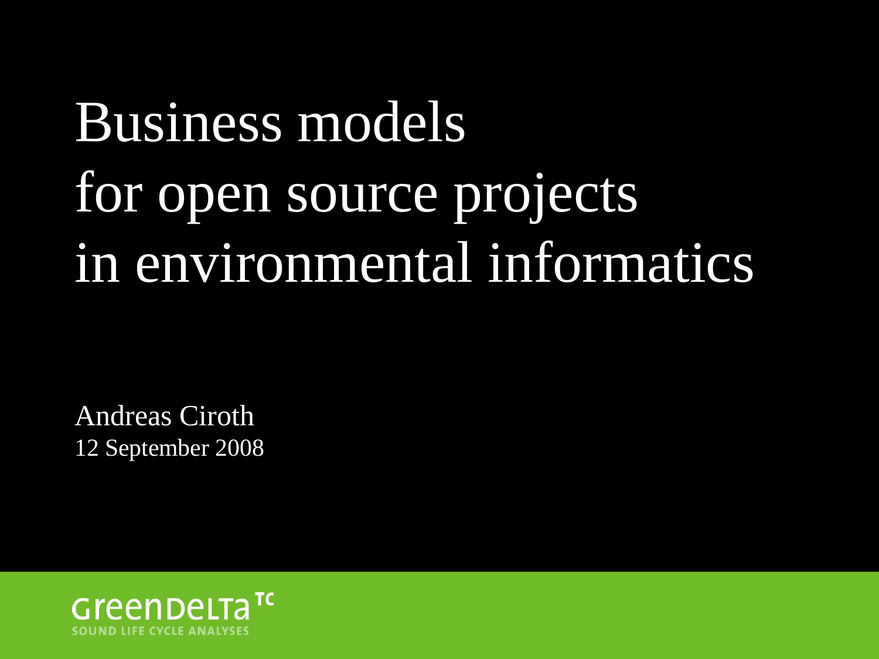# Business models for open source projects in environmental informatics

Andreas Ciroth
12 September 2008

GreenDeLTa TC
SOUND LIFE CYCLE ANALYSES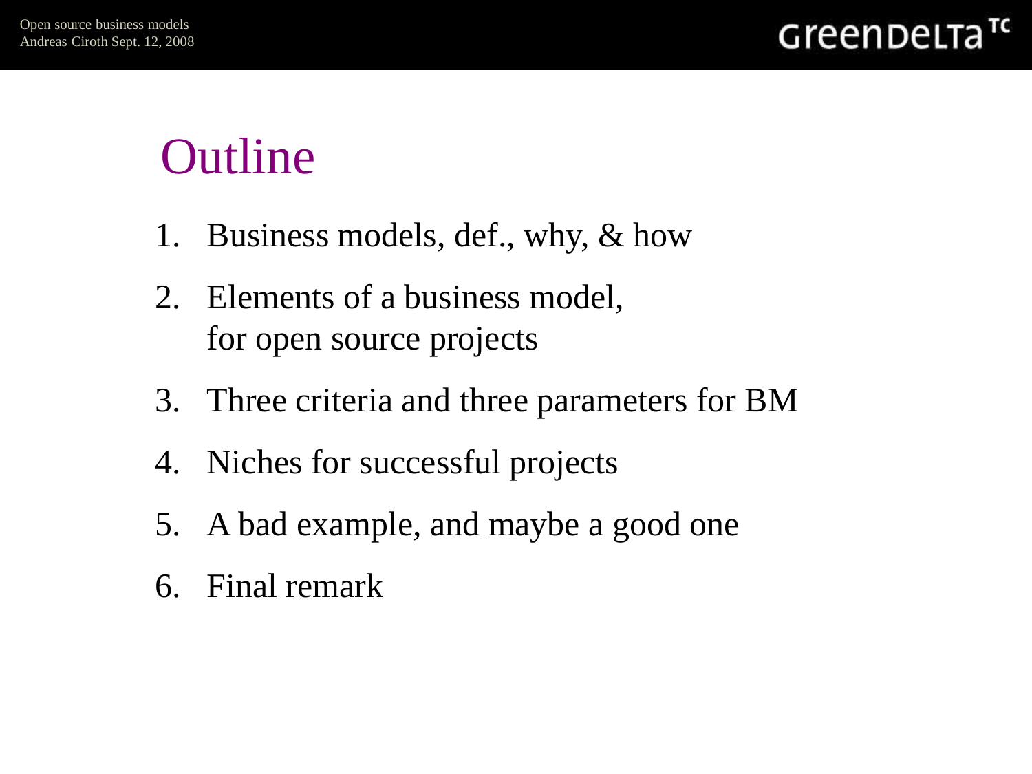# Outline

1. Business models, def., why, & how
2. Elements of a business model, for open source projects
3. Three criteria and three parameters for BM
4. Niches for successful projects
5. A bad example, and maybe a good one
6. Final remark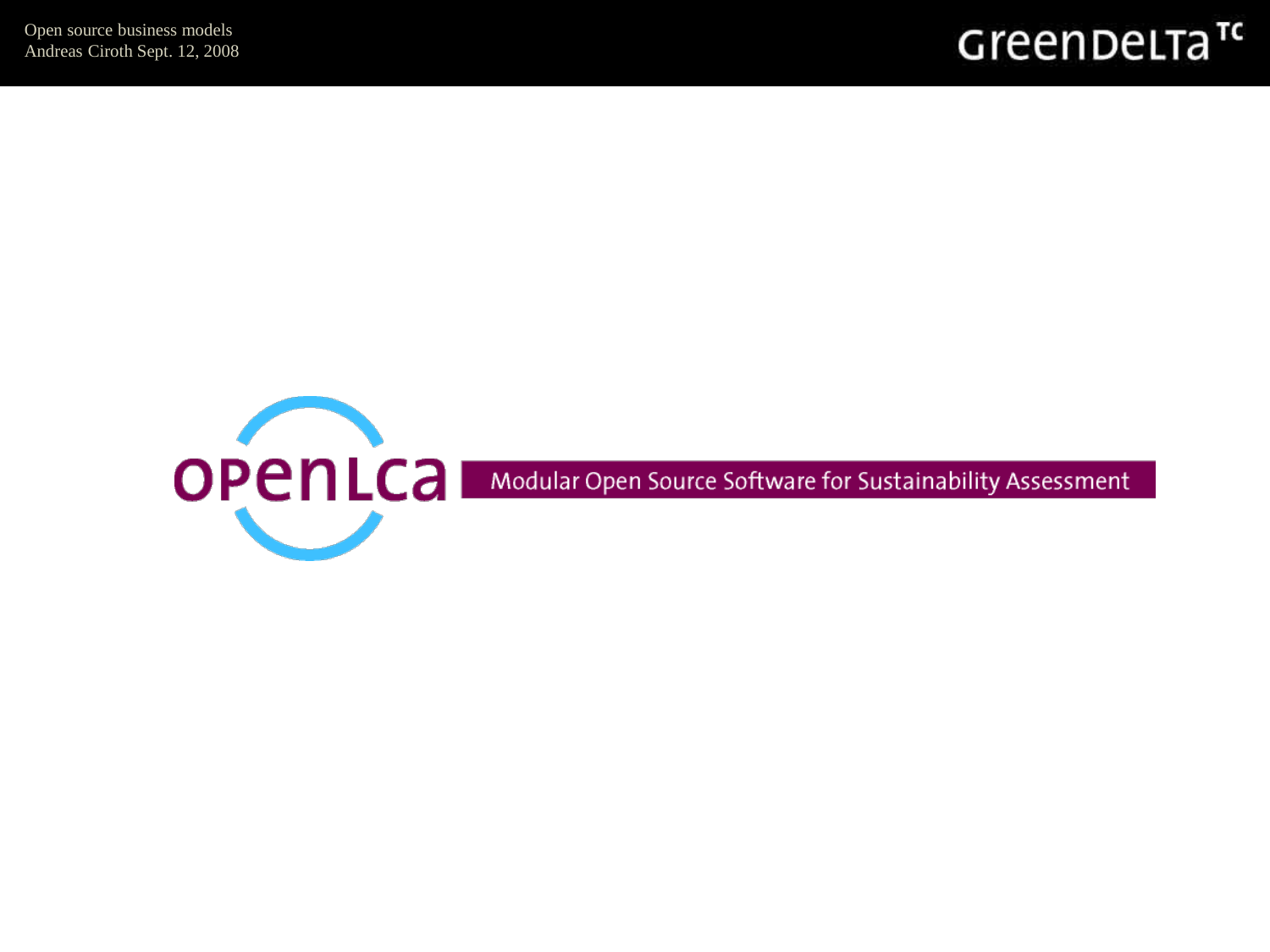openLCA

Modular Open Source Software for Sustainability Assessment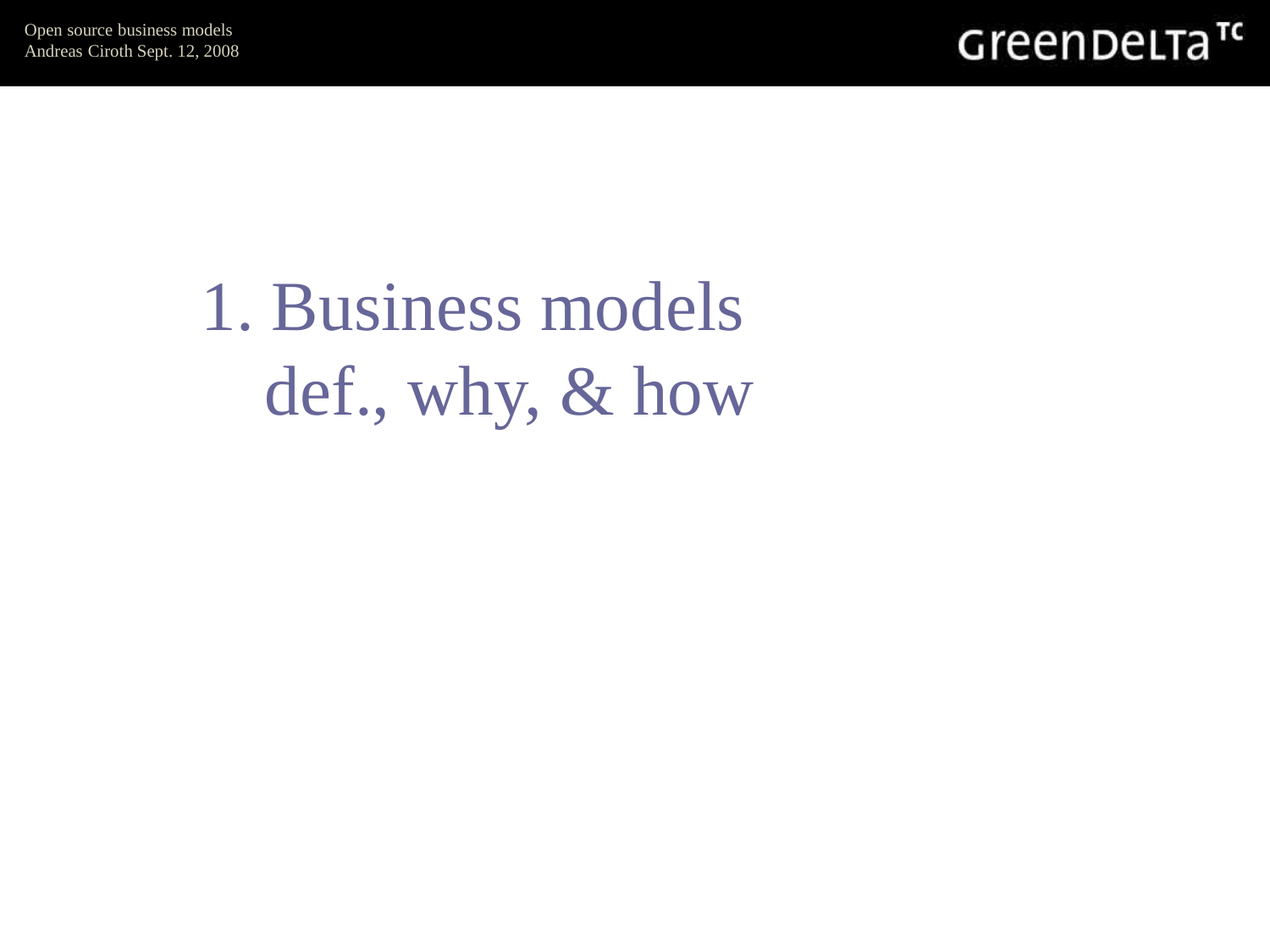# 1. Business models def., why, & how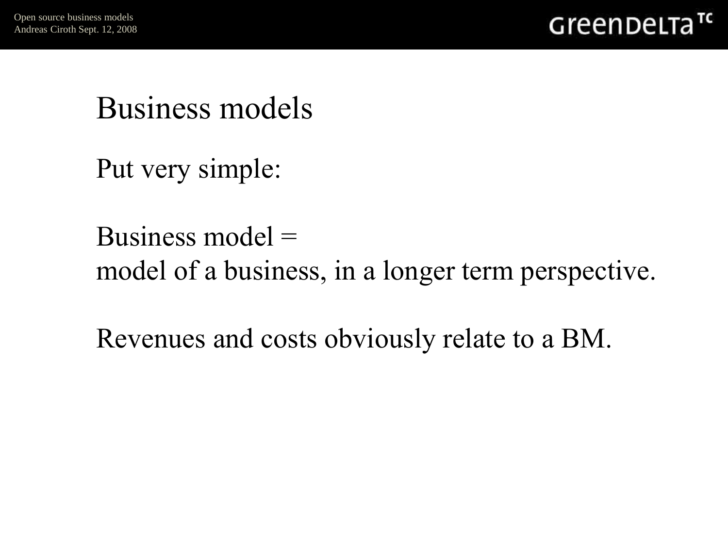# Business models

Put very simple:

Business model =
model of a business, in a longer term perspective.

Revenues and costs obviously relate to a BM.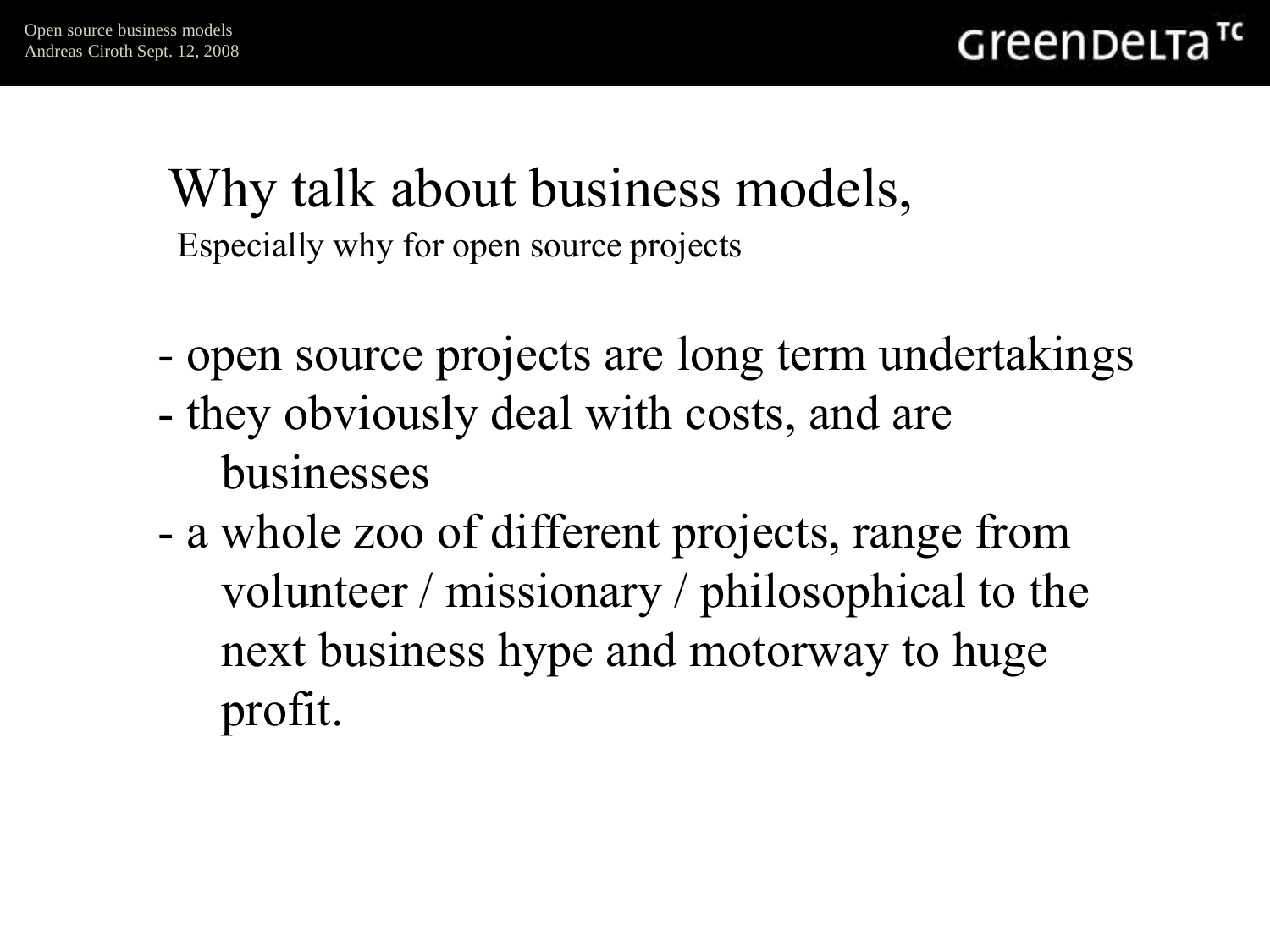# Why talk about business models,

Especially why for open source projects

- open source projects are long term undertakings
- they obviously deal with costs, and are businesses
- a whole zoo of different projects, range from volunteer / missionary / philosophical to the next business hype and motorway to huge profit.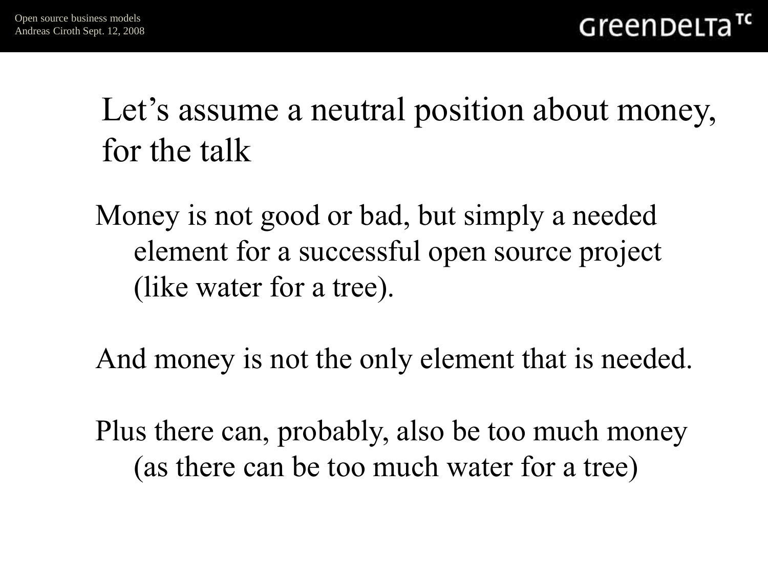# Let's assume a neutral position about money, for the talk

Money is not good or bad, but simply a needed element for a successful open source project (like water for a tree).

And money is not the only element that is needed.

Plus there can, probably, also be too much money (as there can be too much water for a tree)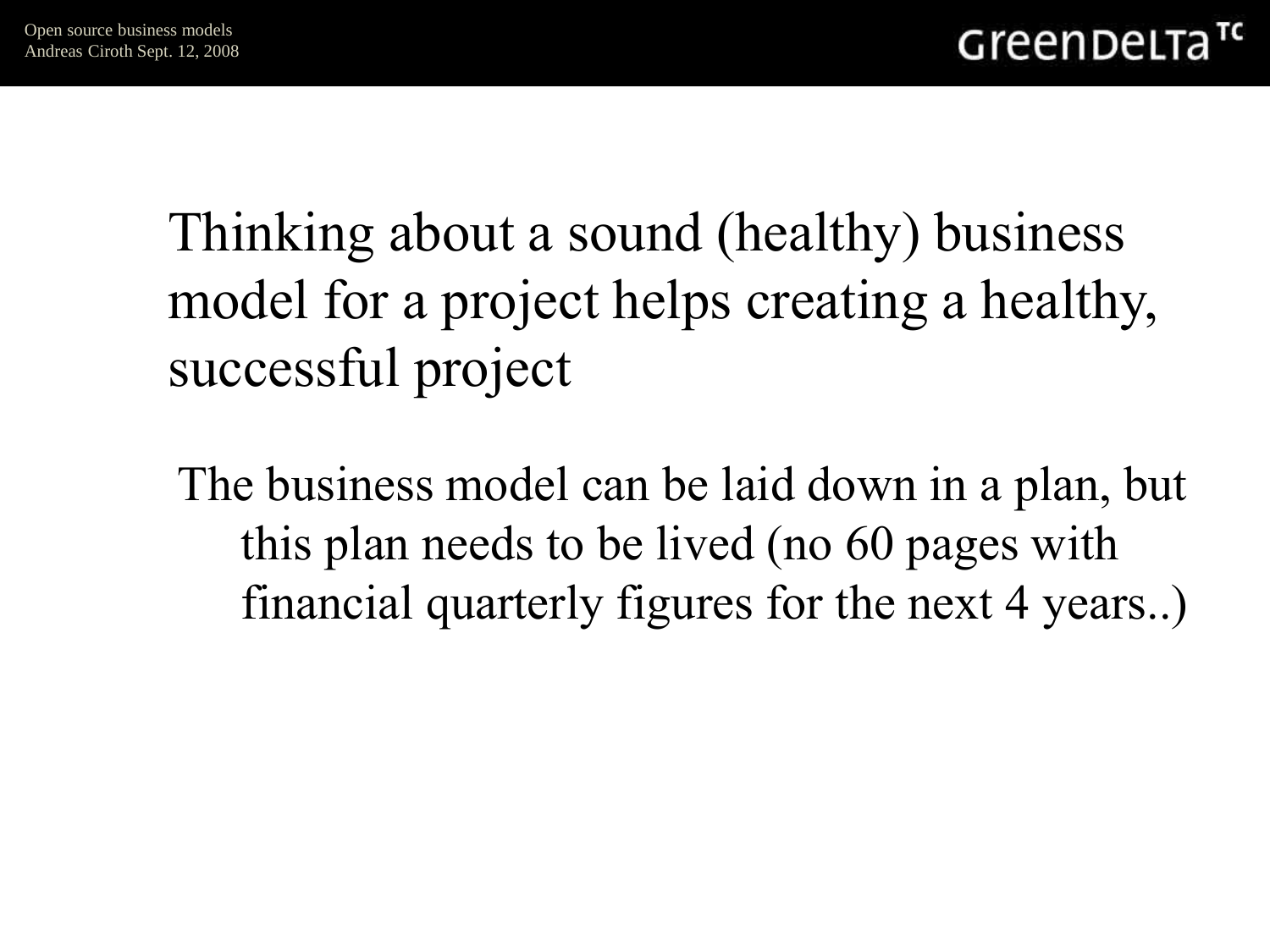Thinking about a sound (healthy) business model for a project helps creating a healthy, successful project

The business model can be laid down in a plan, but this plan needs to be lived (no 60 pages with financial quarterly figures for the next 4 years..)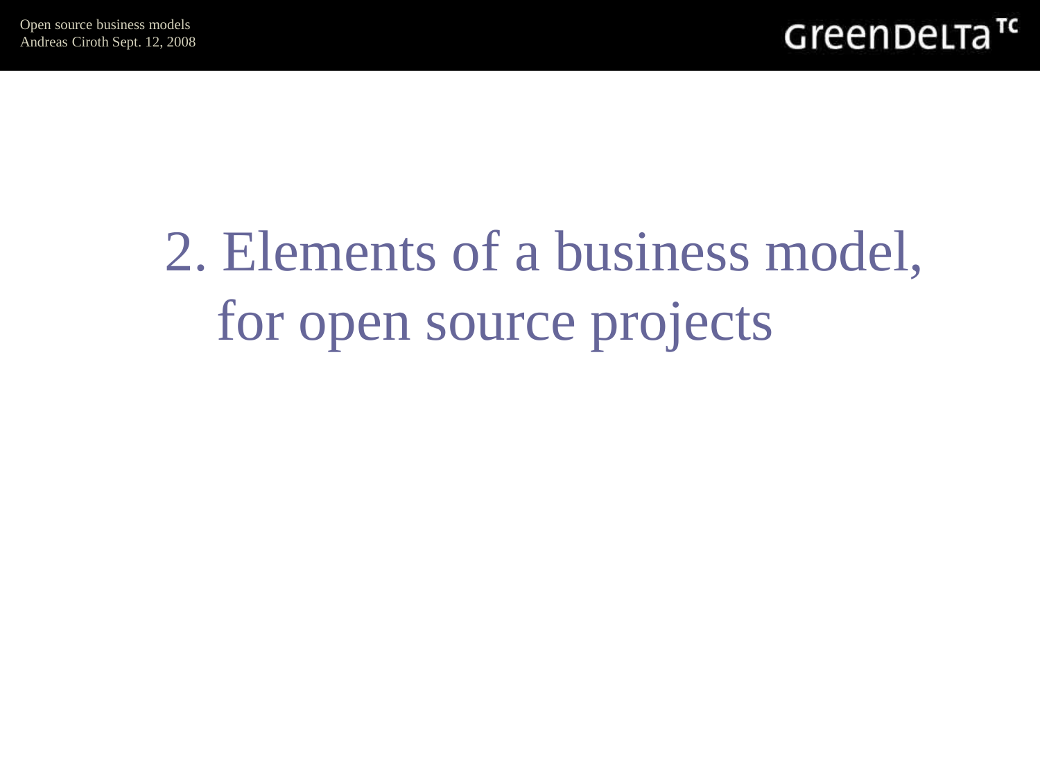# 2. Elements of a business model, for open source projects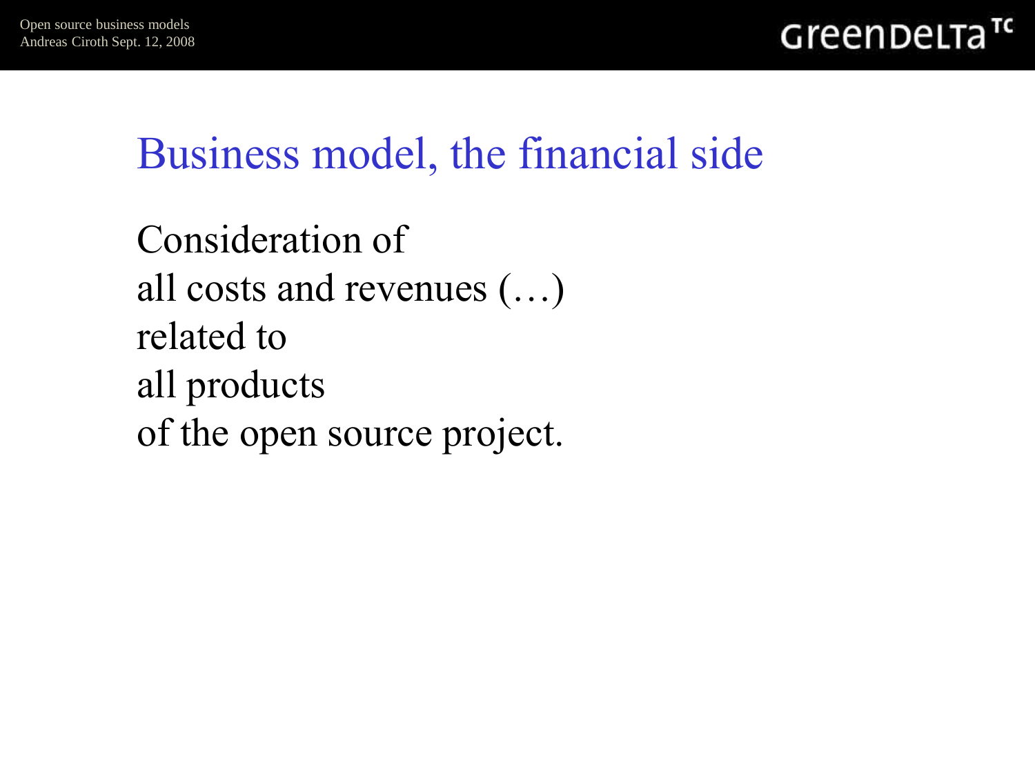# Business model, the financial side

Consideration of
all costs and revenues (…)
related to
all products
of the open source project.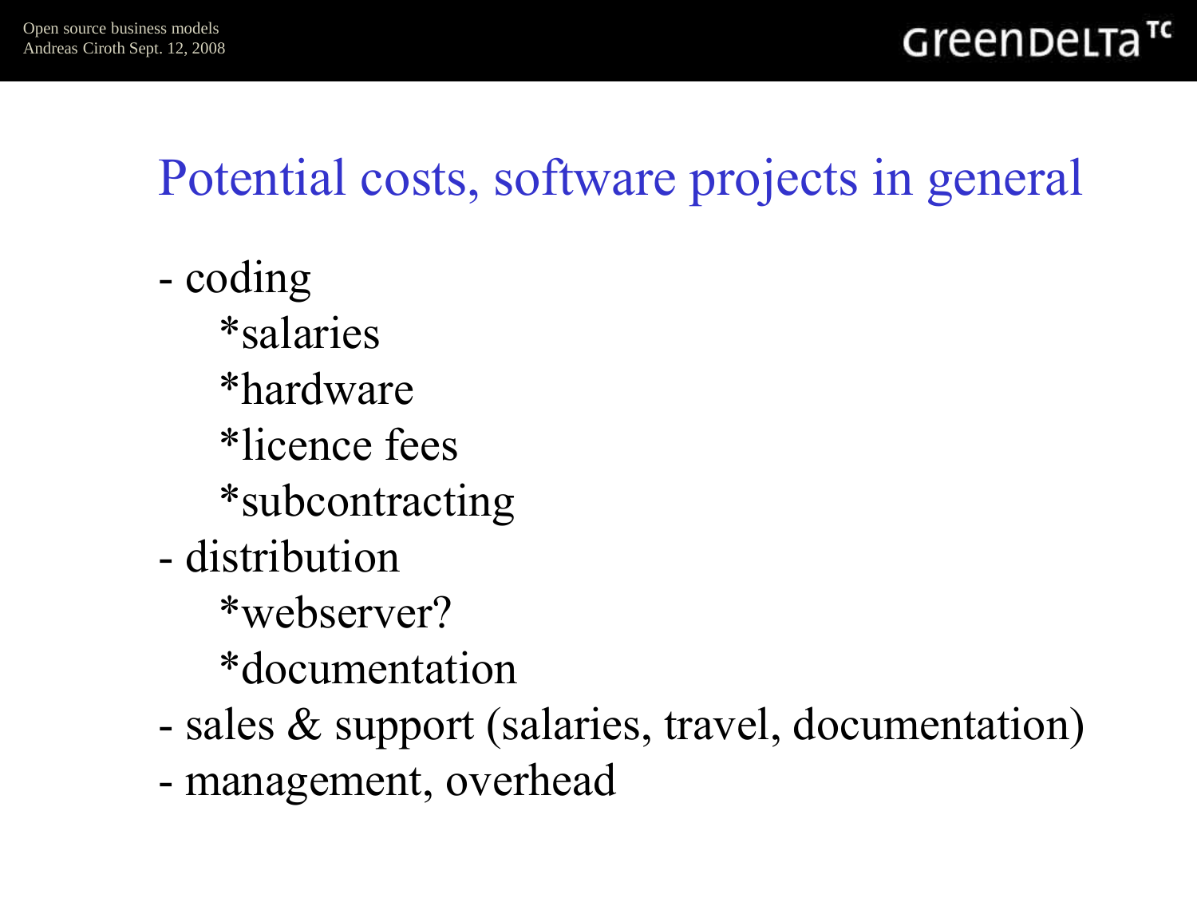# Potential costs, software projects in general

- coding
  - *salaries
  - *hardware
  - *licence fees
  - *subcontracting
- distribution
  - *webserver?
  - *documentation
- sales & support (salaries, travel, documentation)
- management, overhead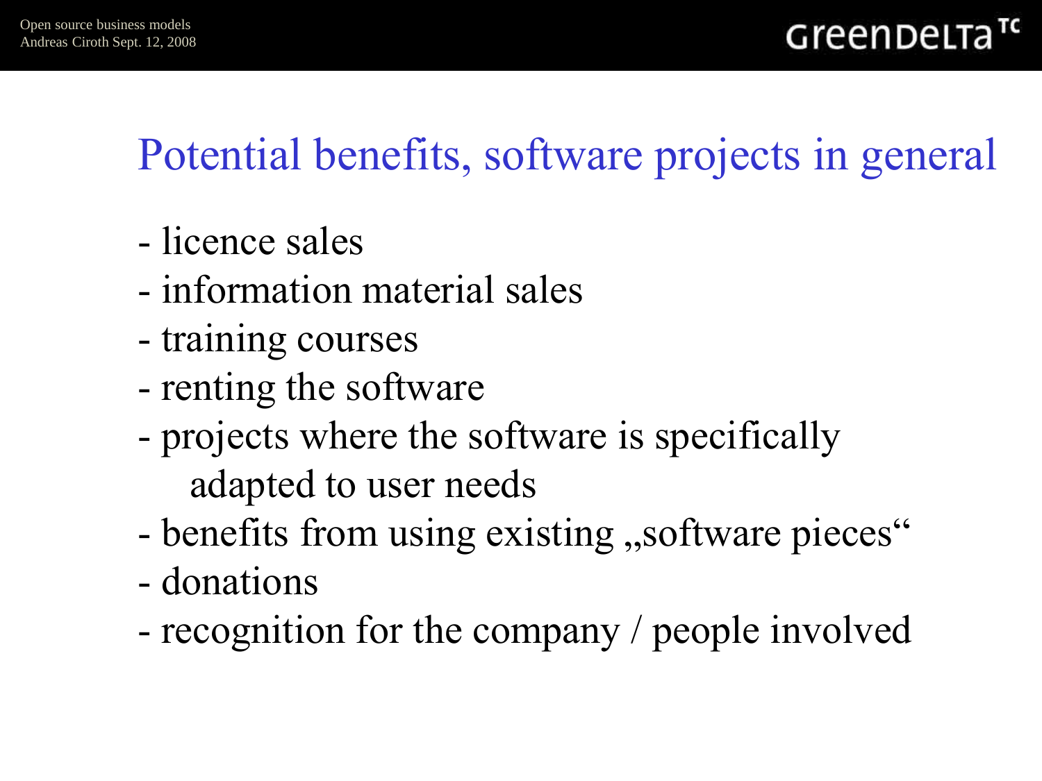## Potential benefits, software projects in general

- licence sales
- information material sales
- training courses
- renting the software
- projects where the software is specifically adapted to user needs
- benefits from using existing „software pieces“
- donations
- recognition for the company / people involved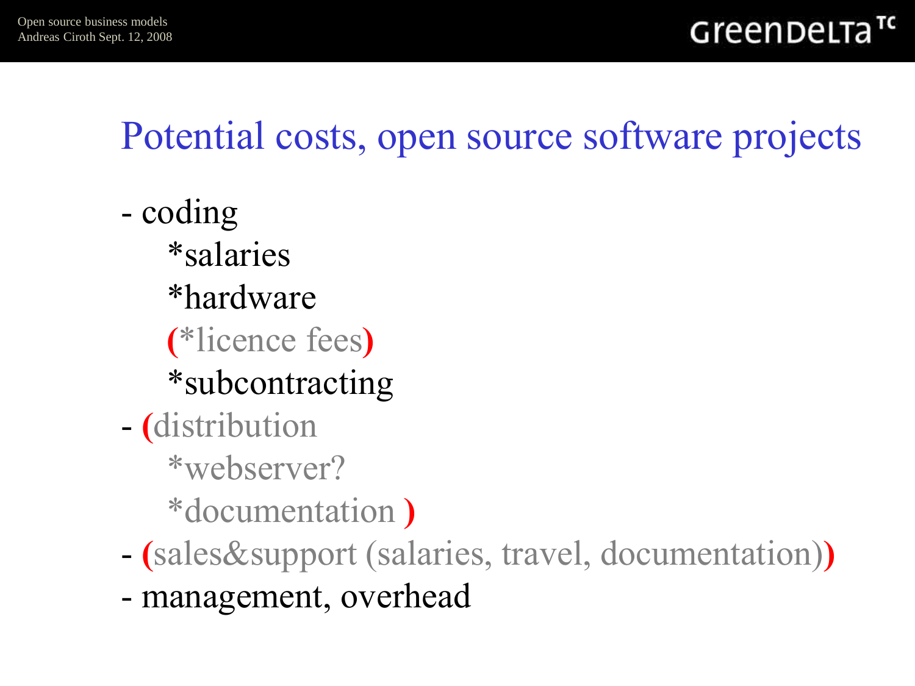# Potential costs, open source software projects

- coding
  - *salaries
  - *hardware
  - (*licence fees)
  - *subcontracting
- (distribution
  - *webserver?
  - *documentation )
- (sales&support (salaries, travel, documentation))
- management, overhead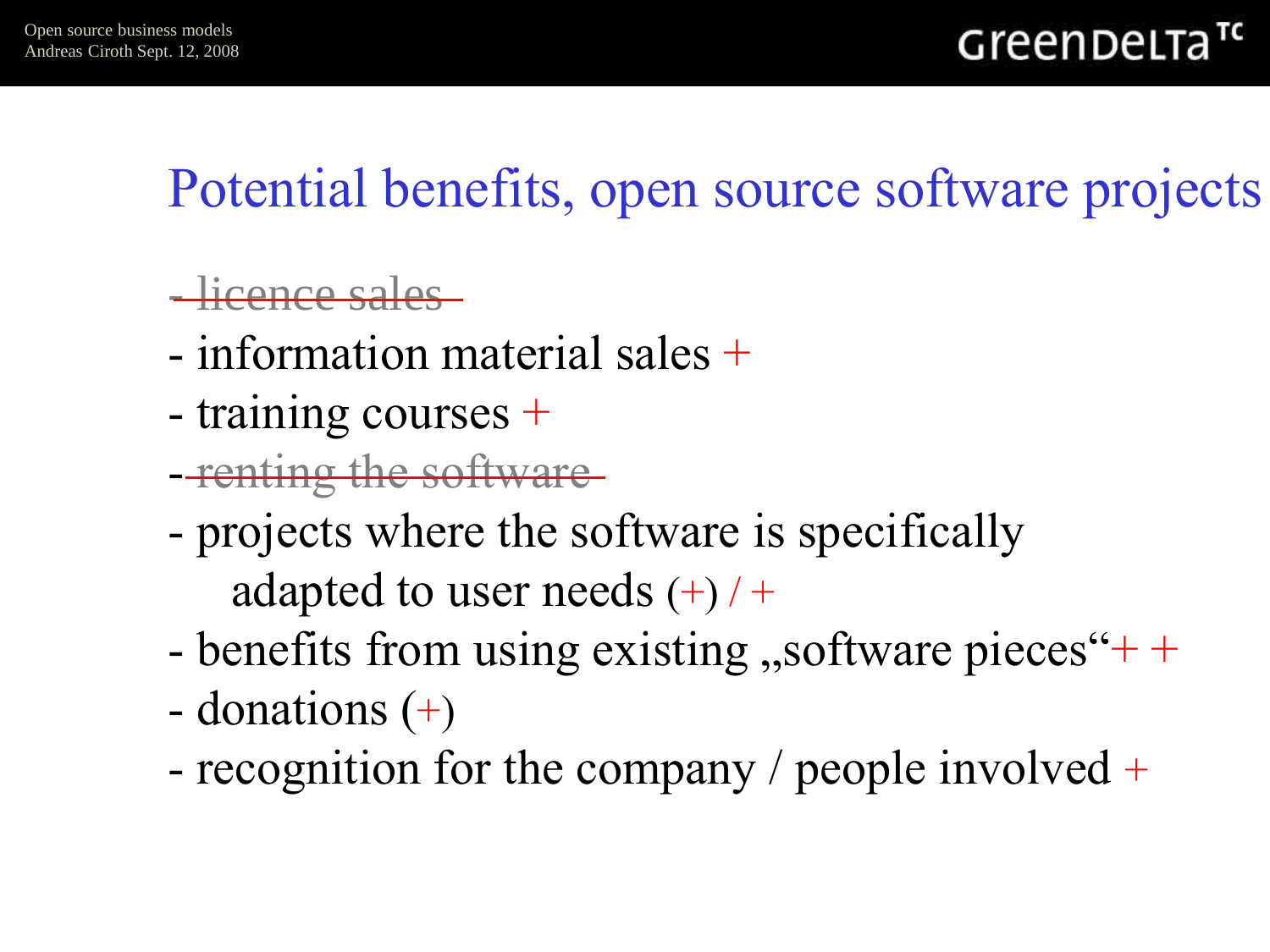# Potential benefits, open source software projects

- ~~licence sales~~
- information material sales +
- training courses +
- ~~renting the software~~
- projects where the software is specifically adapted to user needs (+) / +
- benefits from using existing „software pieces“+ +
- donations (+)
- recognition for the company / people involved +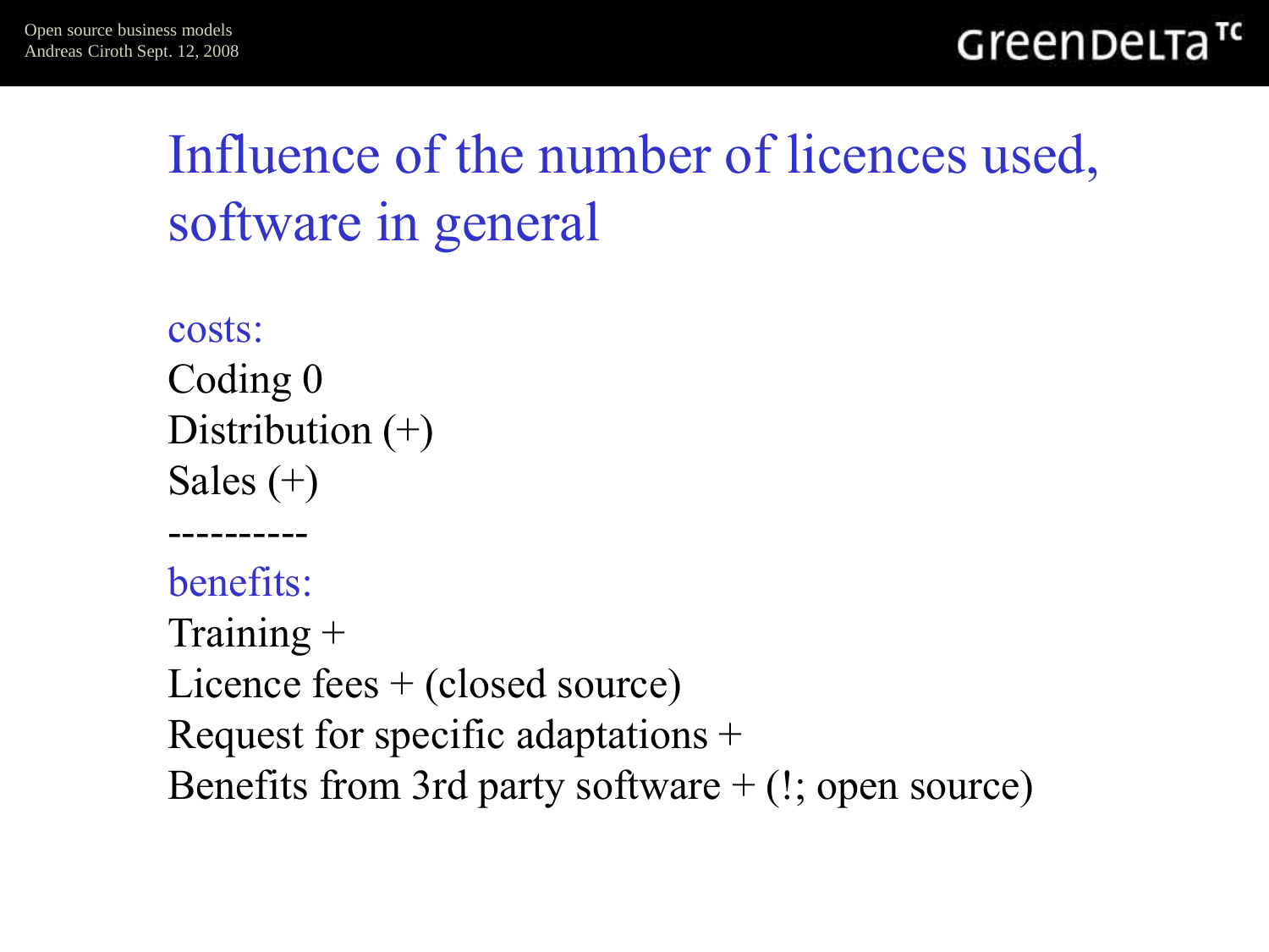# Influence of the number of licences used, software in general

costs:

Coding 0

Distribution (+)

Sales (+)

----------

benefits:

Training +

Licence fees + (closed source)

Request for specific adaptations +

Benefits from 3rd party software + (!; open source)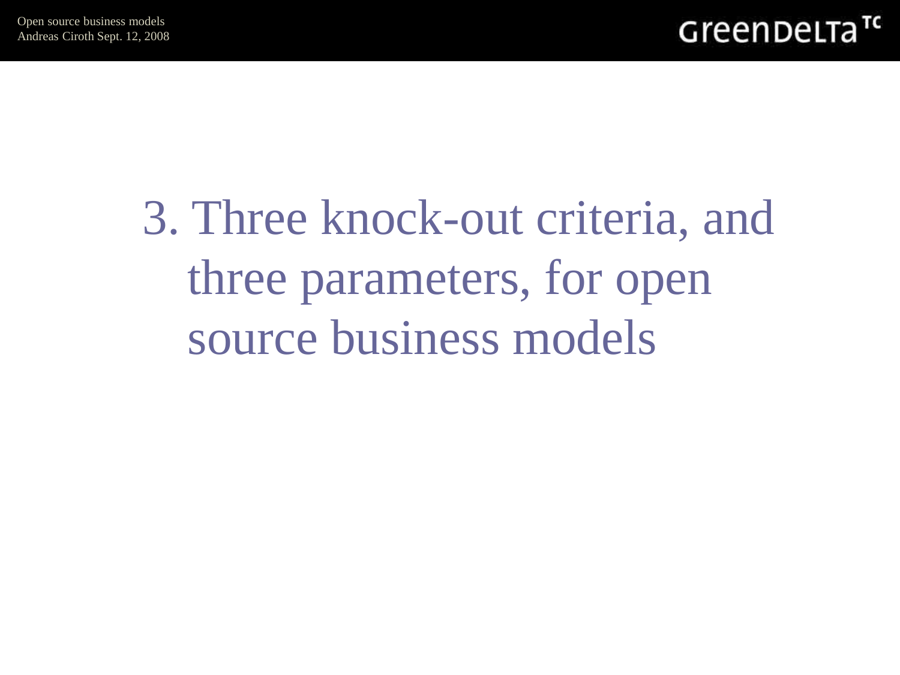# 3. Three knock-out criteria, and three parameters, for open source business models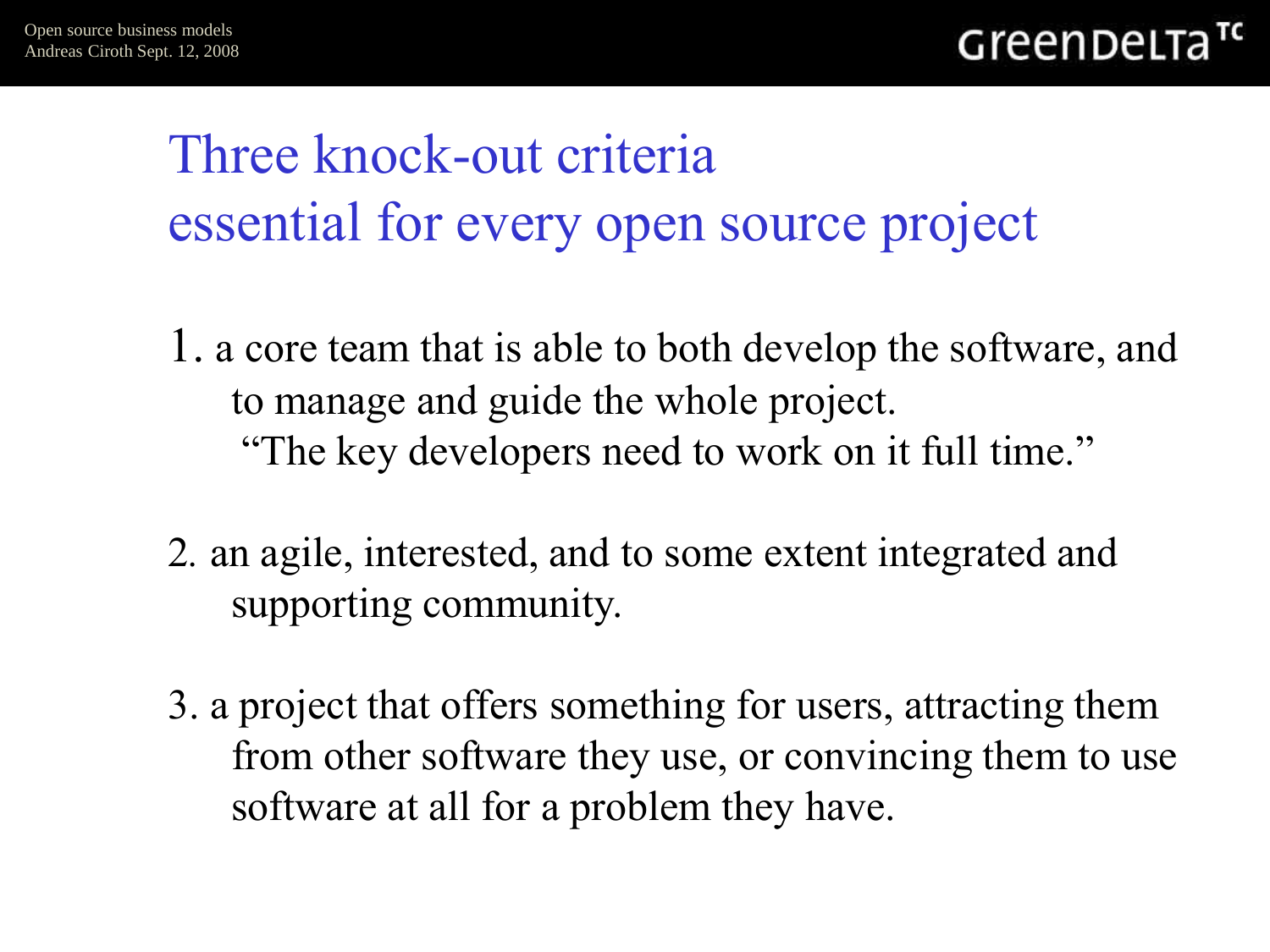# Three knock-out criteria essential for every open source project

1. a core team that is able to both develop the software, and to manage and guide the whole project.
   "The key developers need to work on it full time."

2. an agile, interested, and to some extent integrated and supporting community.

3. a project that offers something for users, attracting them from other software they use, or convincing them to use software at all for a problem they have.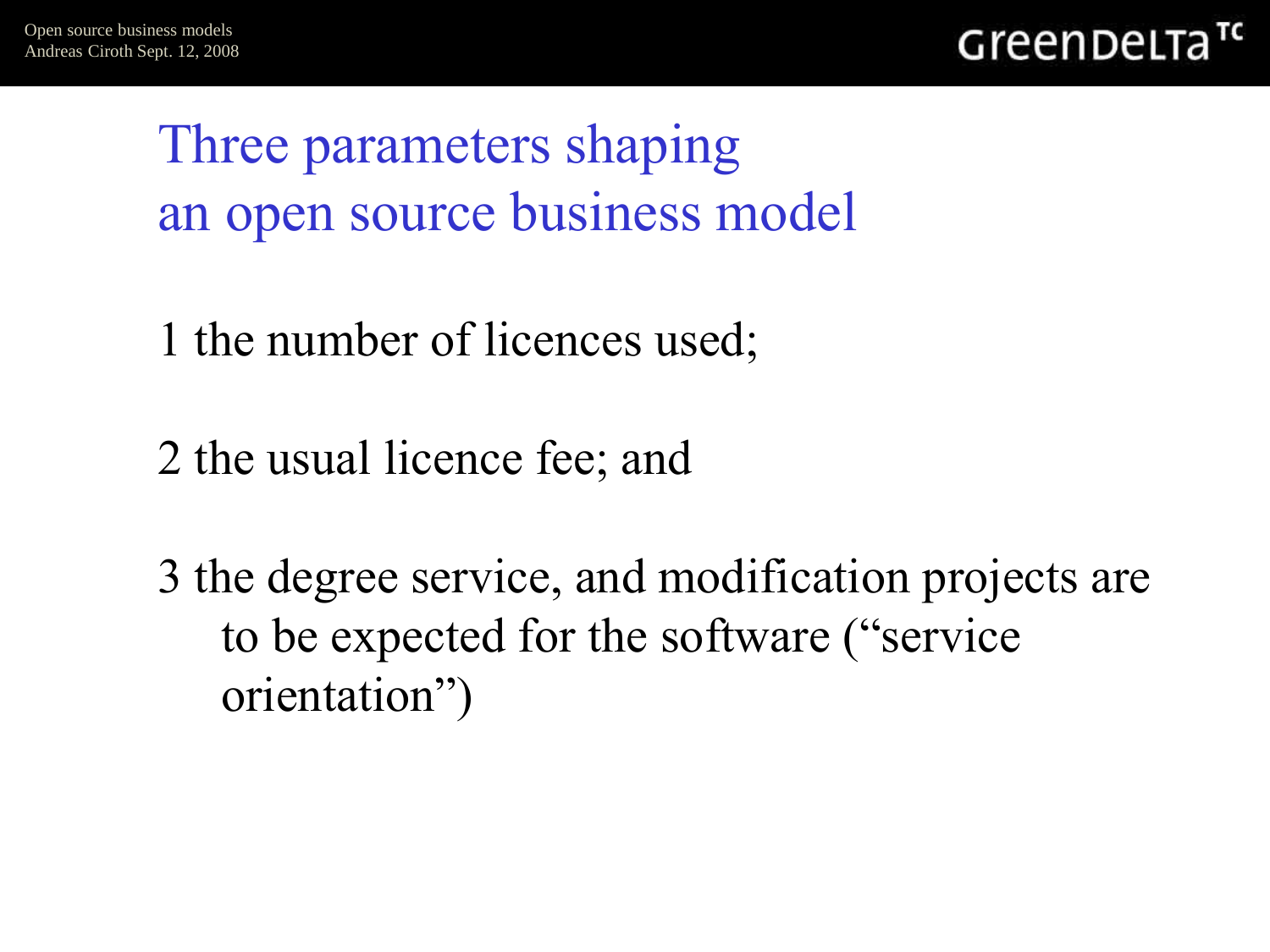# Three parameters shaping an open source business model

1 the number of licences used;

2 the usual licence fee; and

3 the degree service, and modification projects are to be expected for the software ("service orientation")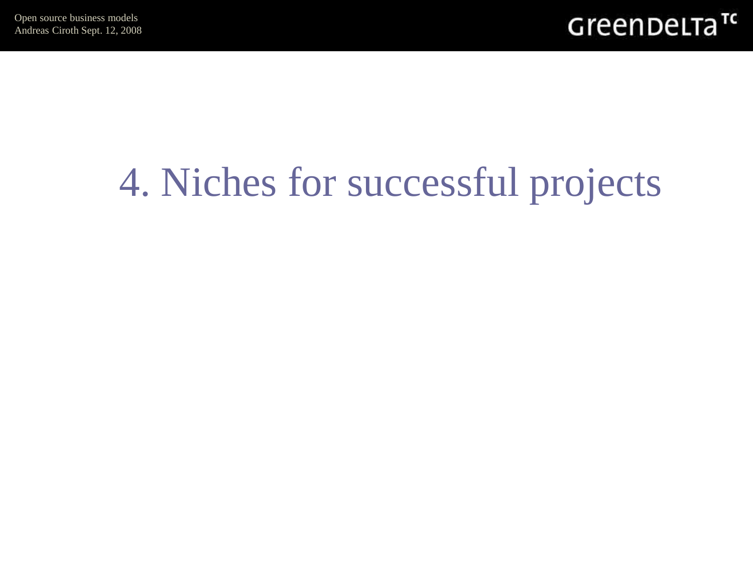# 4. Niches for successful projects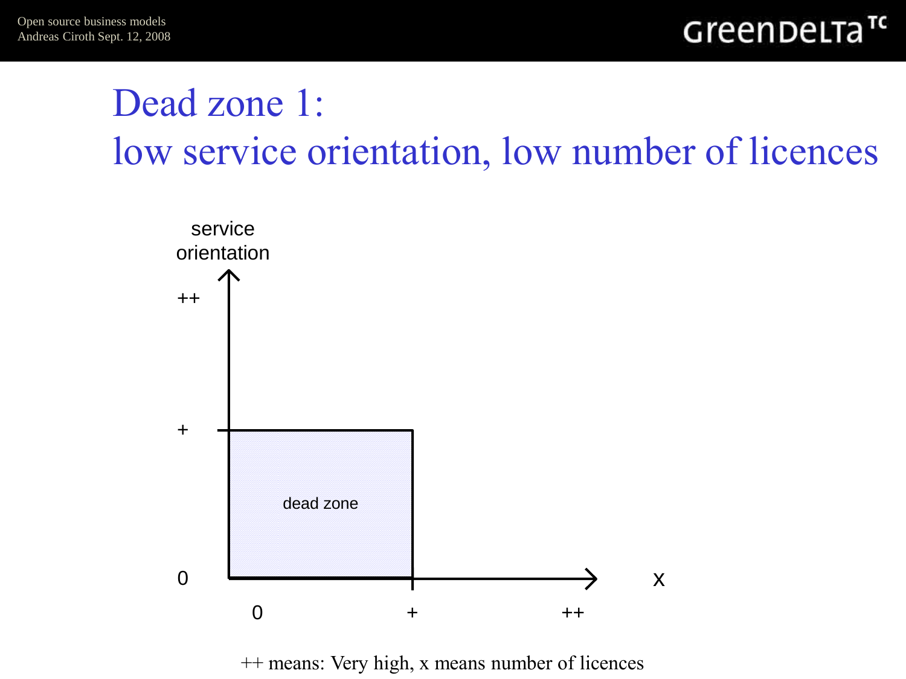# Dead zone 1: low service orientation, low number of licences

service orientation

++

+

0

dead zone

0 + ++

x

++ means: Very high, x means number of licences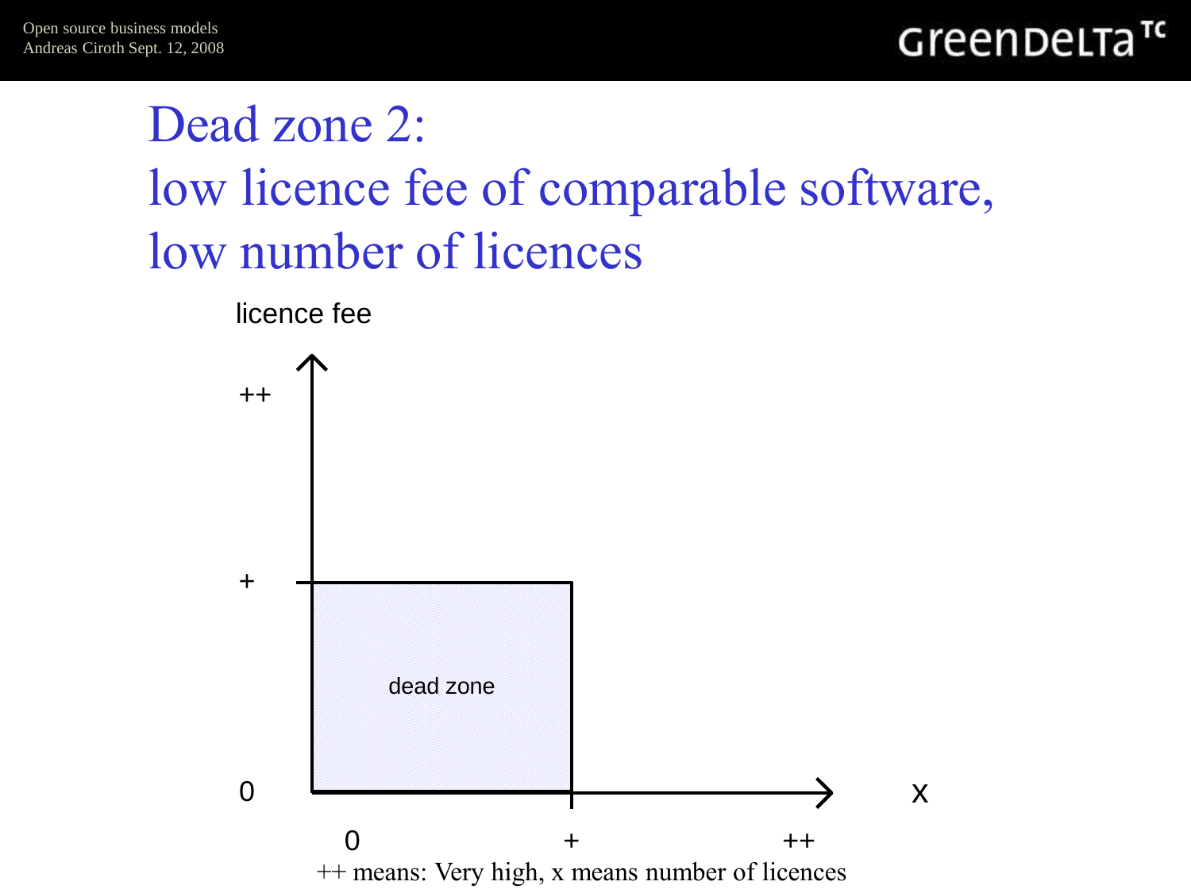# Dead zone 2: low licence fee of comparable software, low number of licences

licence fee

++

+

dead zone

0

0 + ++

x

++ means: Very high, x means number of licences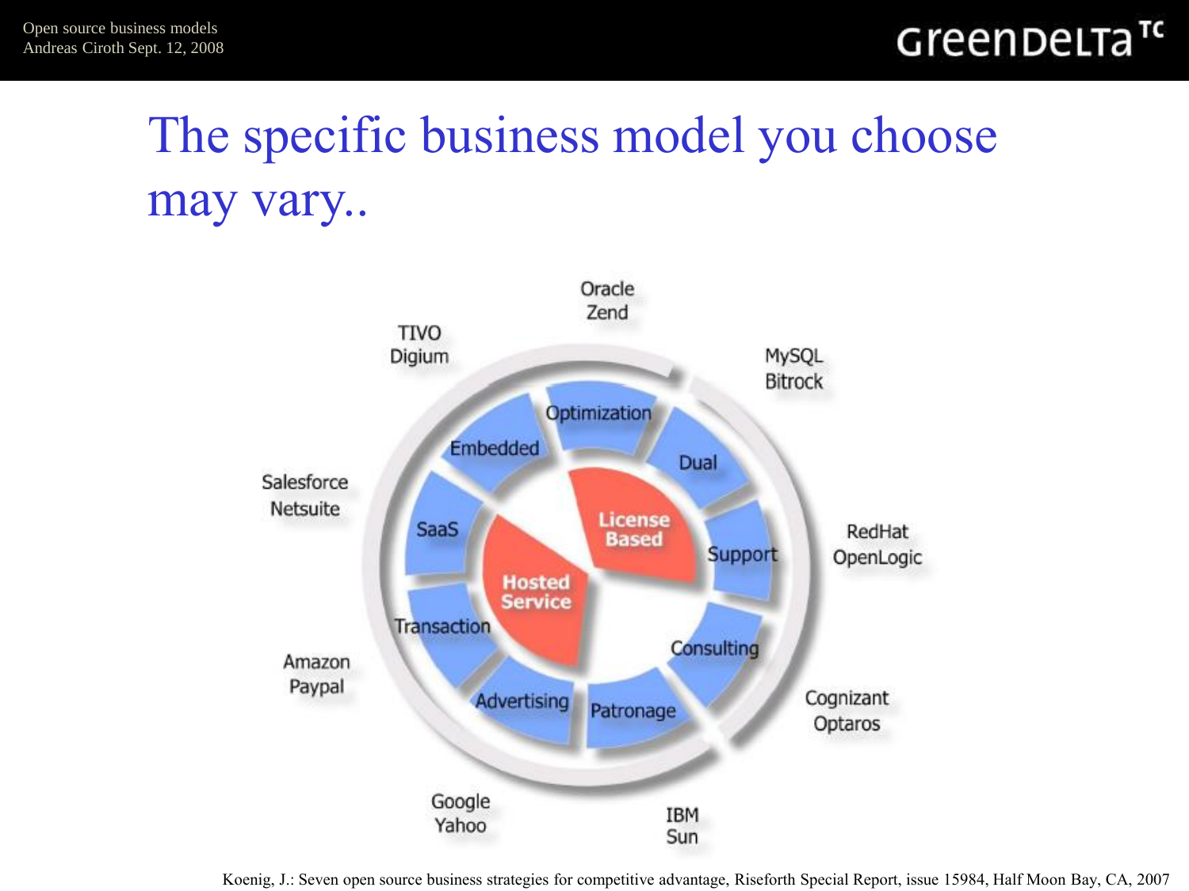# The specific business model you choose may vary..

Oracle
Zend

TIVO
Digium

MySQL
Bitrock

Salesforce
Netsuite

RedHat
OpenLogic

Amazon
Paypal

Cognizant
Optaros

Google
Yahoo

IBM
Sun

Optimization

Embedded

Dual

SaaS

License Based

Support

Hosted Service

Transaction

Consulting

Advertising

Patronage

Koenig, J.: Seven open source business strategies for competitive advantage, Riseforth Special Report, issue 15984, Half Moon Bay, CA, 2007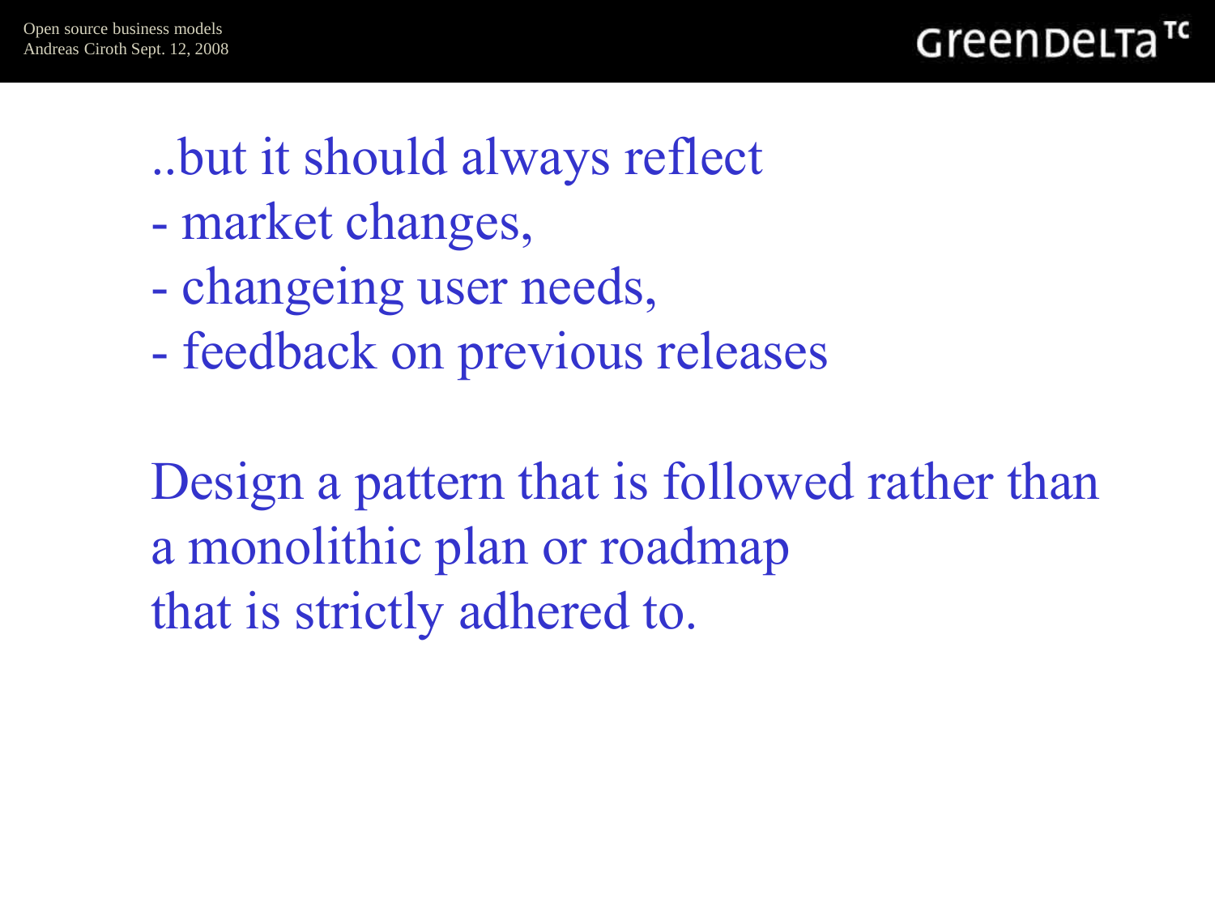..but it should always reflect
- market changes,
- changeing user needs,
- feedback on previous releases

Design a pattern that is followed rather than a monolithic plan or roadmap that is strictly adhered to.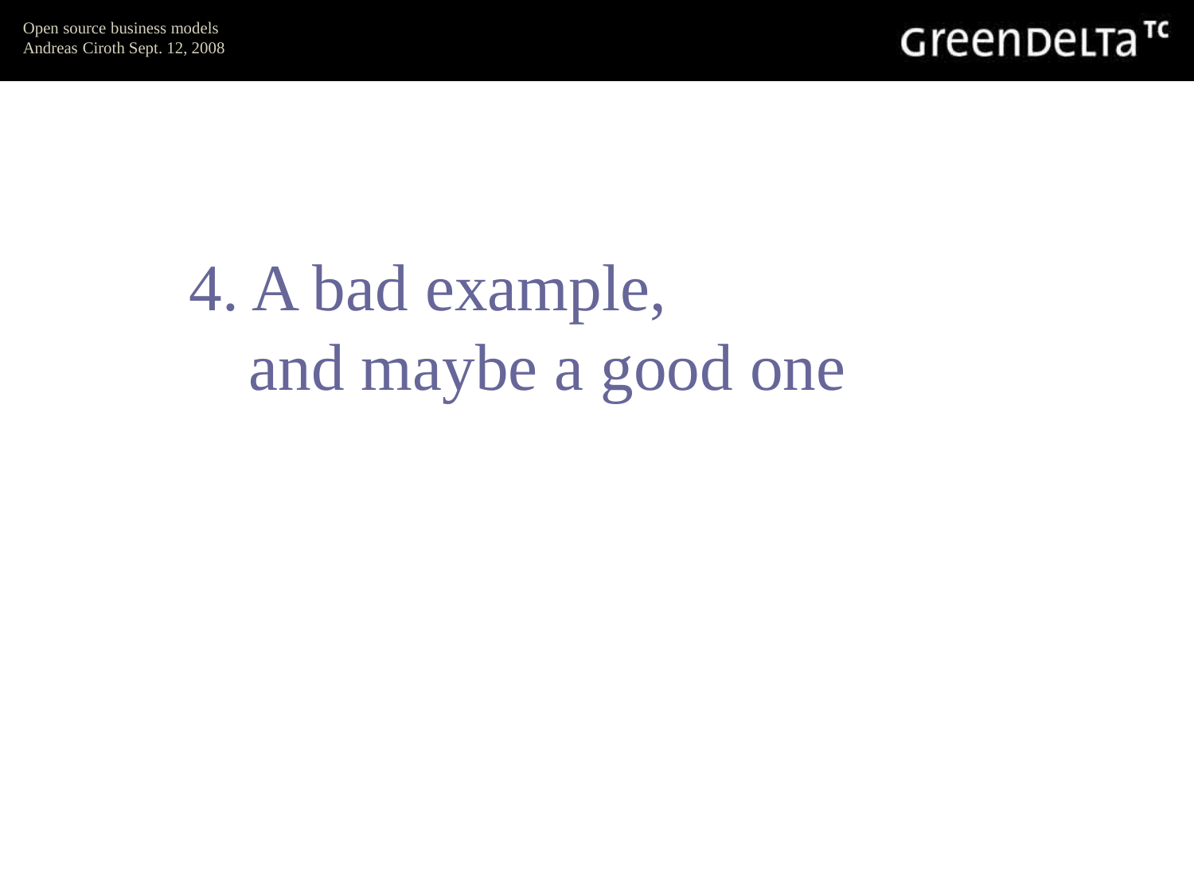# 4. A bad example, and maybe a good one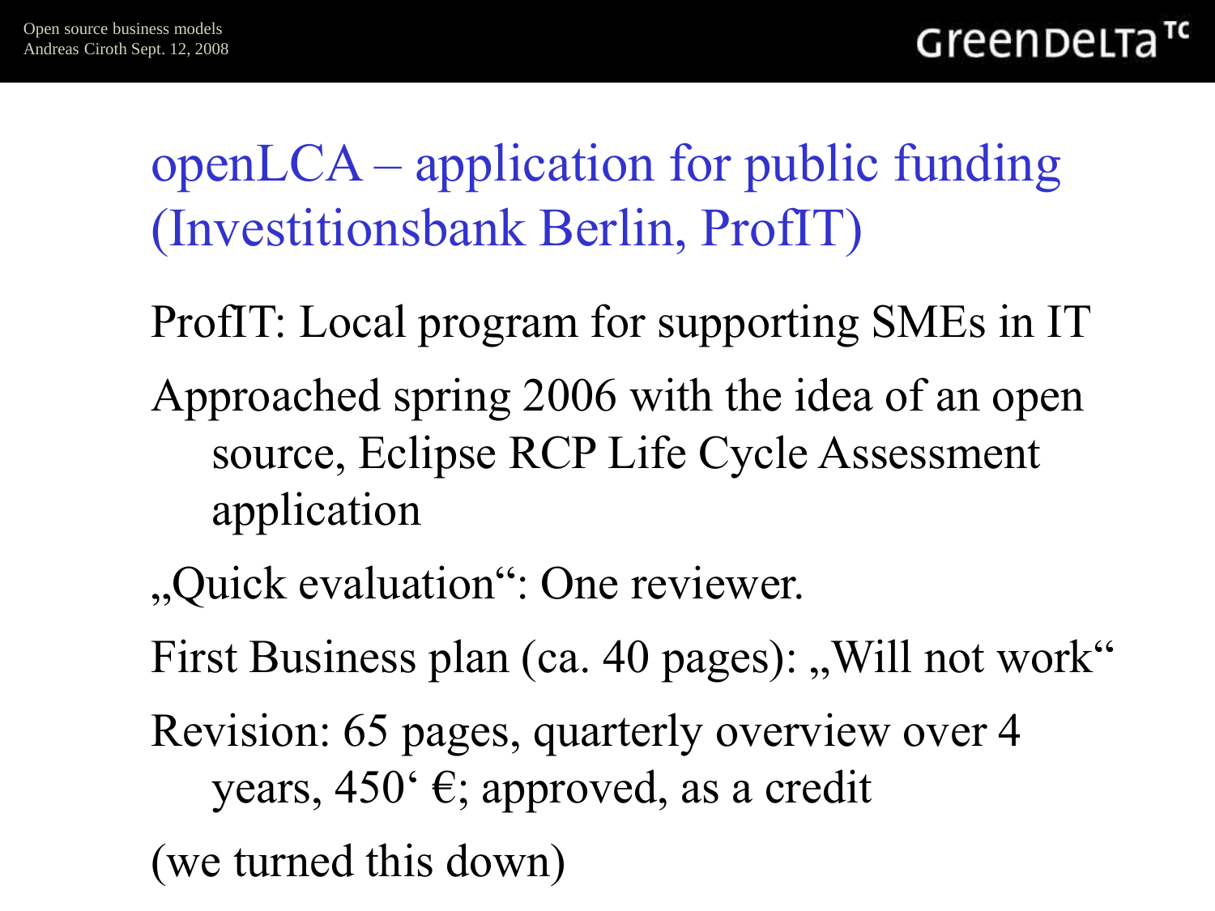# openLCA – application for public funding (Investitionsbank Berlin, ProfIT)

ProfIT: Local program for supporting SMEs in IT

Approached spring 2006 with the idea of an open source, Eclipse RCP Life Cycle Assessment application

„Quick evaluation": One reviewer.

First Business plan (ca. 40 pages): „Will not work"

Revision: 65 pages, quarterly overview over 4 years, 450' €; approved, as a credit

(we turned this down)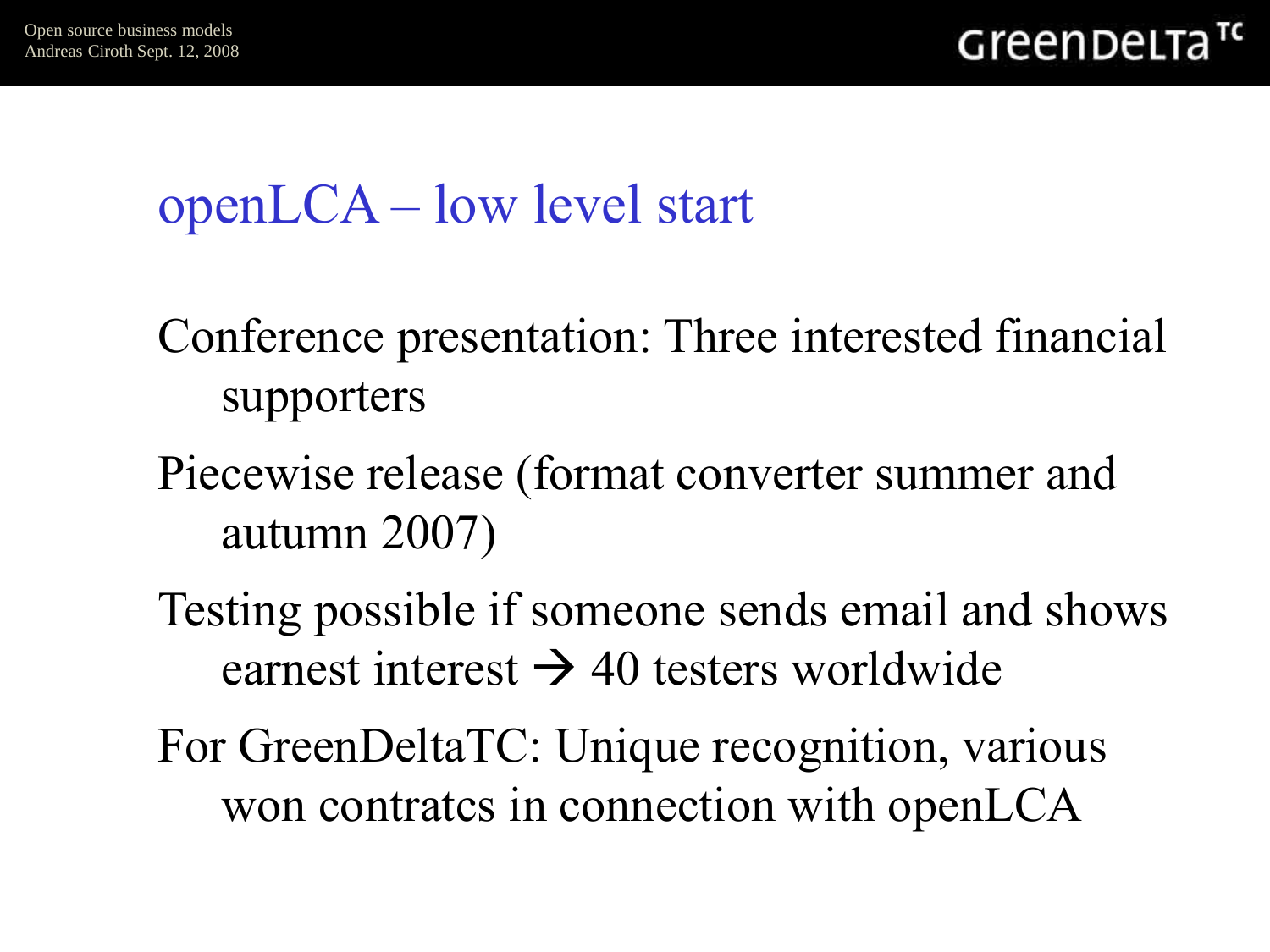# openLCA – low level start

Conference presentation: Three interested financial supporters

Piecewise release (format converter summer and autumn 2007)

Testing possible if someone sends email and shows earnest interest → 40 testers worldwide

For GreenDeltaTC: Unique recognition, various won contratcs in connection with openLCA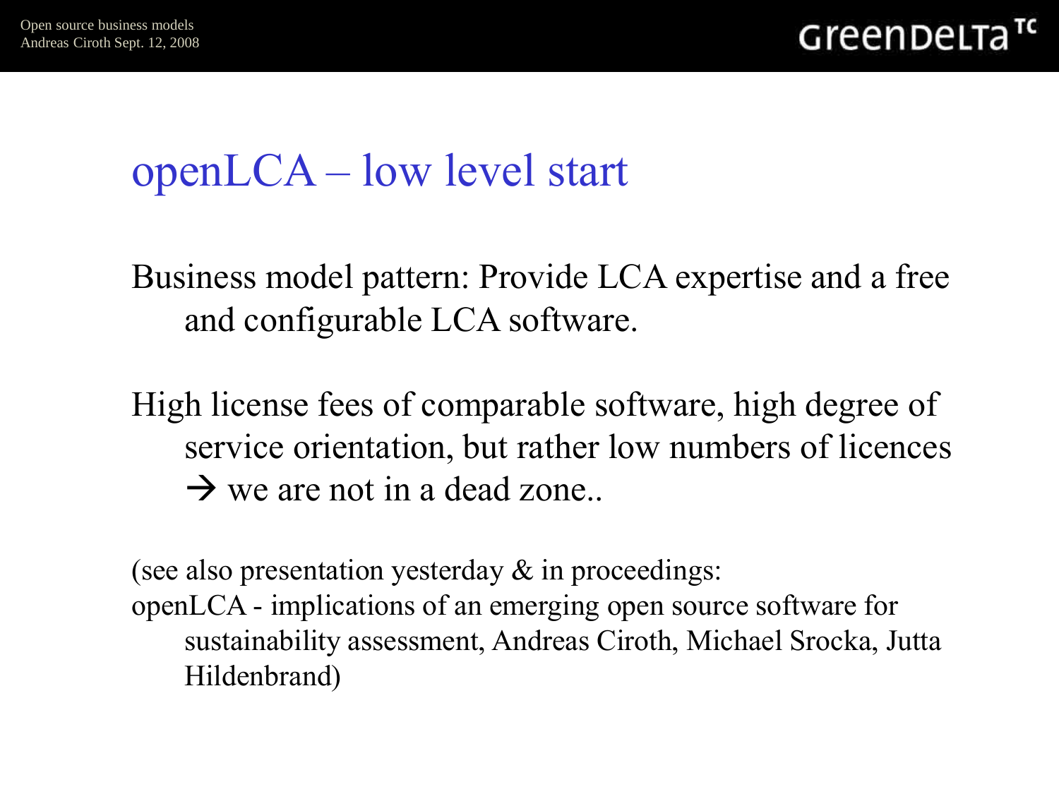# openLCA – low level start

Business model pattern: Provide LCA expertise and a free and configurable LCA software.

High license fees of comparable software, high degree of service orientation, but rather low numbers of licences → we are not in a dead zone..

(see also presentation yesterday & in proceedings: openLCA - implications of an emerging open source software for sustainability assessment, Andreas Ciroth, Michael Srocka, Jutta Hildenbrand)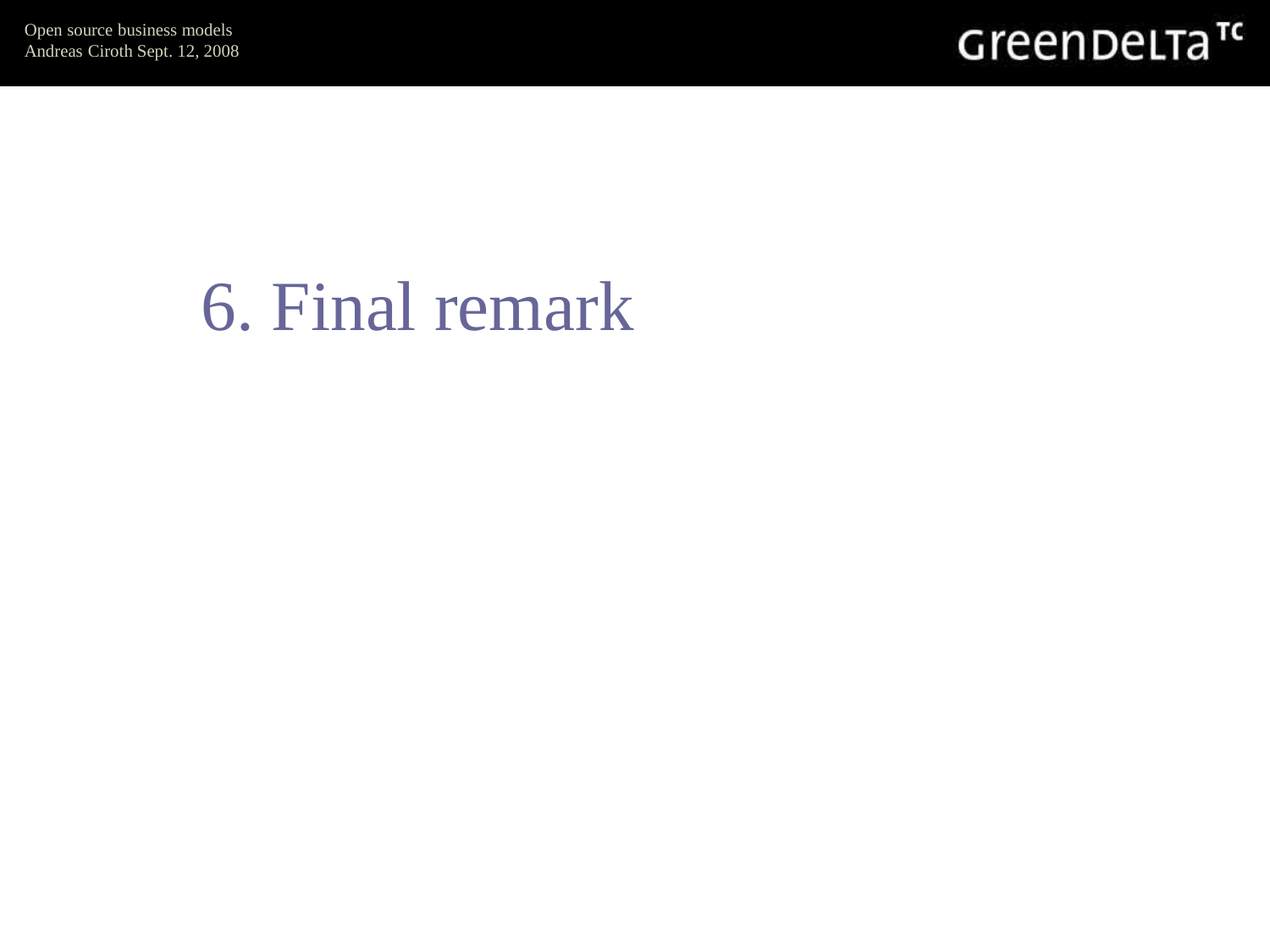# 6. Final remark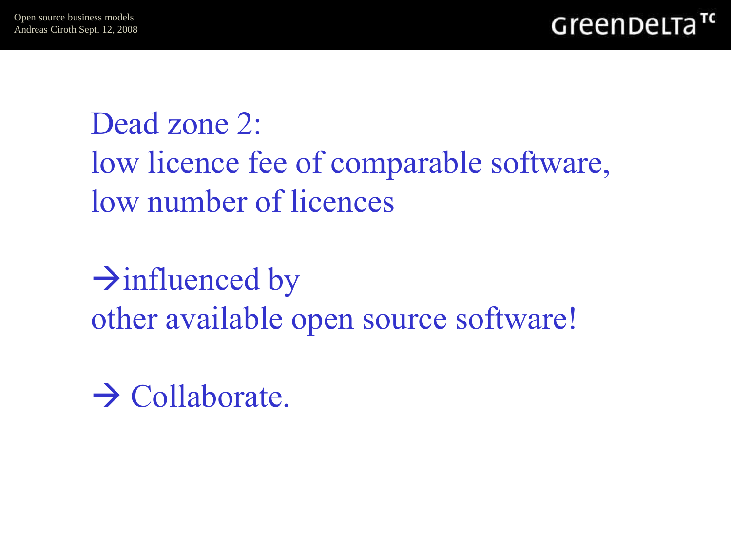Dead zone 2:
low licence fee of comparable software,
low number of licences

→influenced by
other available open source software!

→ Collaborate.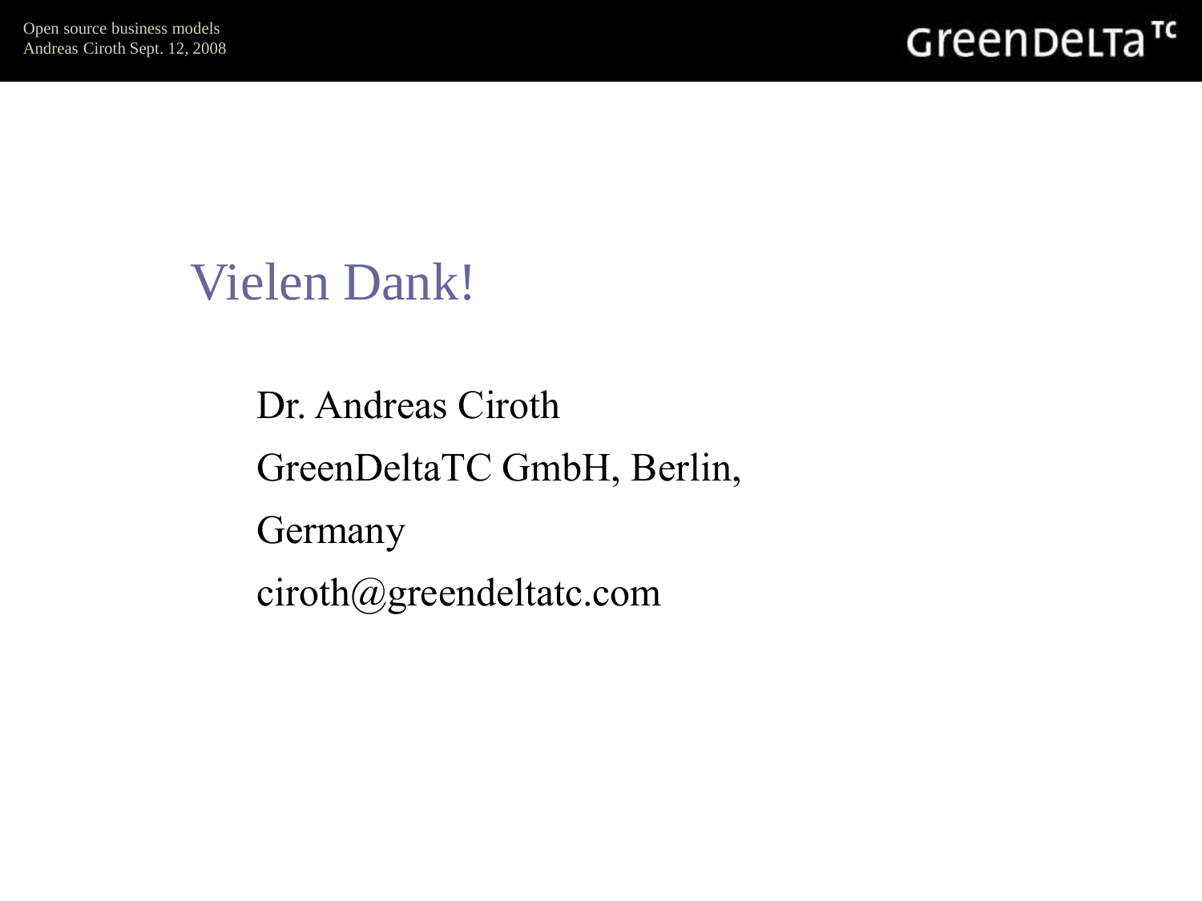# Vielen Dank!

Dr. Andreas Ciroth

GreenDeltaTC GmbH, Berlin,

Germany

ciroth@greendeltatc.com